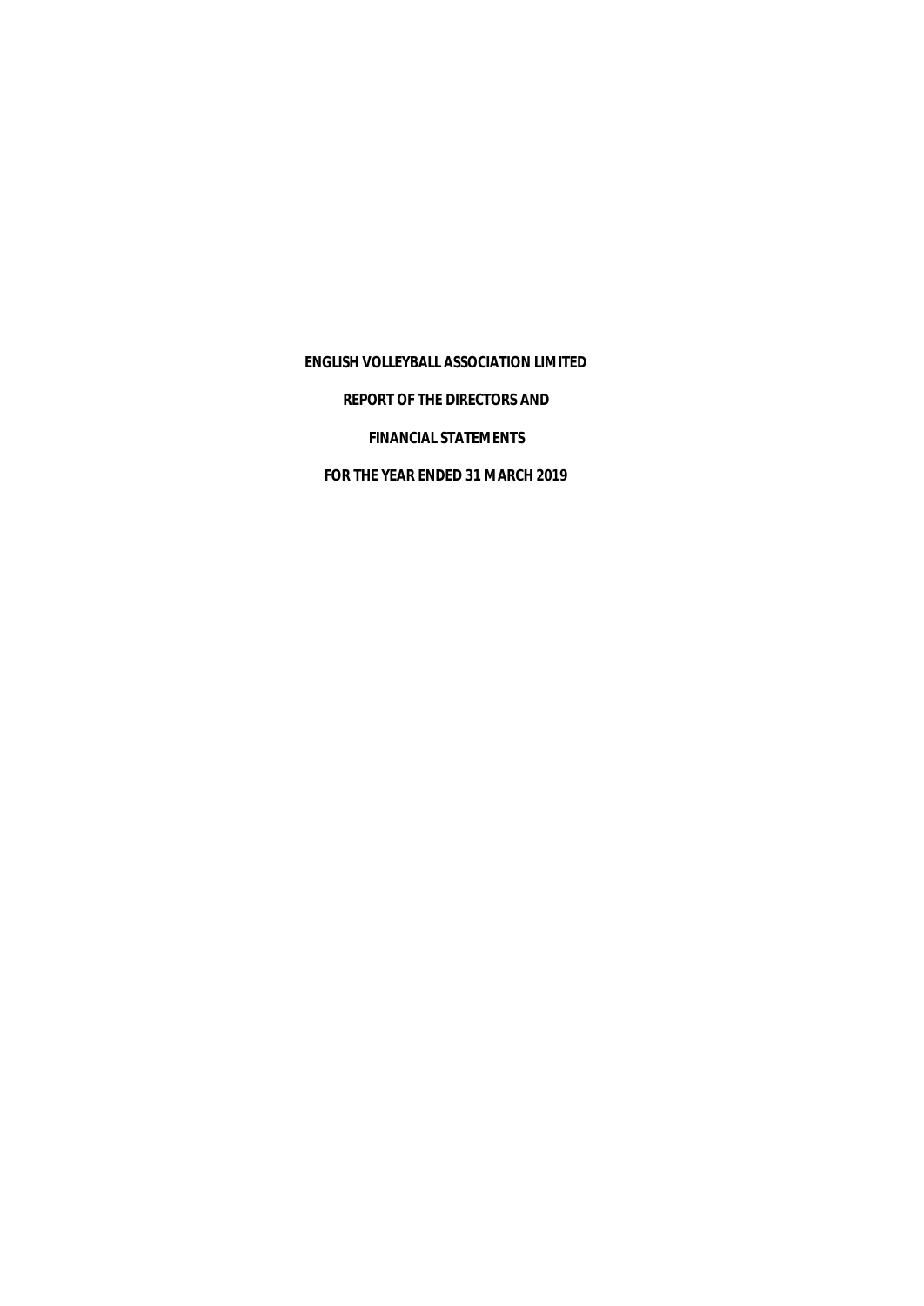# ENGLISH VOLLEYBALL ASSOCIATION LIMITED

## REPORT OF THE DIRECTORS AND

## FINANCIAL STATEMENTS

## FOR THE YEAR ENDED 31 MARCH 2019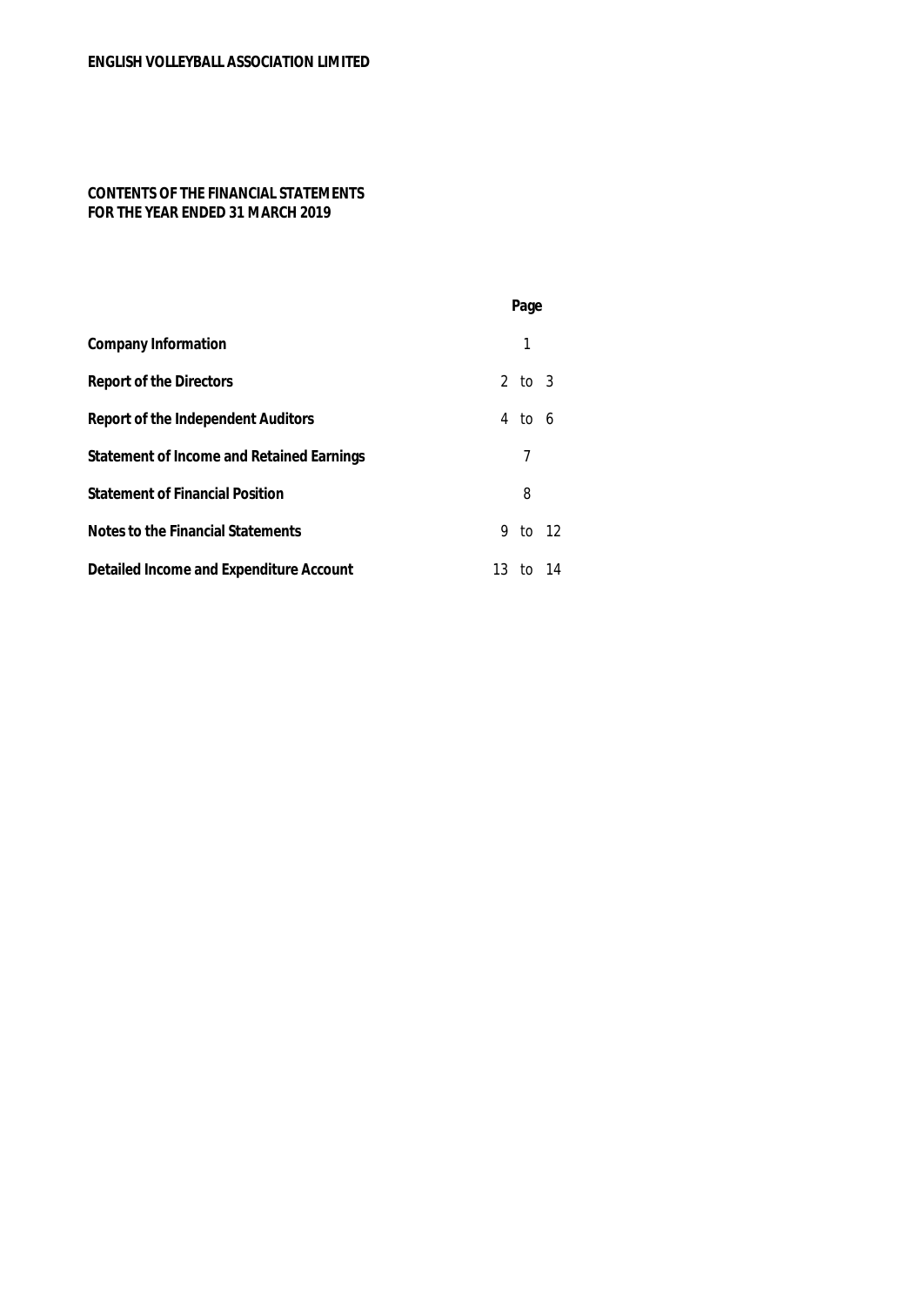**ENGLISH VOLLEYBALL ASSOCIATION LIMITED**

**CONTENTS OF THE FINANCIAL STATEMENTS**
**FOR THE YEAR ENDED 31 MARCH 2019**

| | Page |
|---|---|
| **Company Information** | 1 |
| **Report of the Directors** | 2 to 3 |
| **Report of the Independent Auditors** | 4 to 6 |
| **Statement of Income and Retained Earnings** | 7 |
| **Statement of Financial Position** | 8 |
| **Notes to the Financial Statements** | 9 to 12 |
| **Detailed Income and Expenditure Account** | 13 to 14 |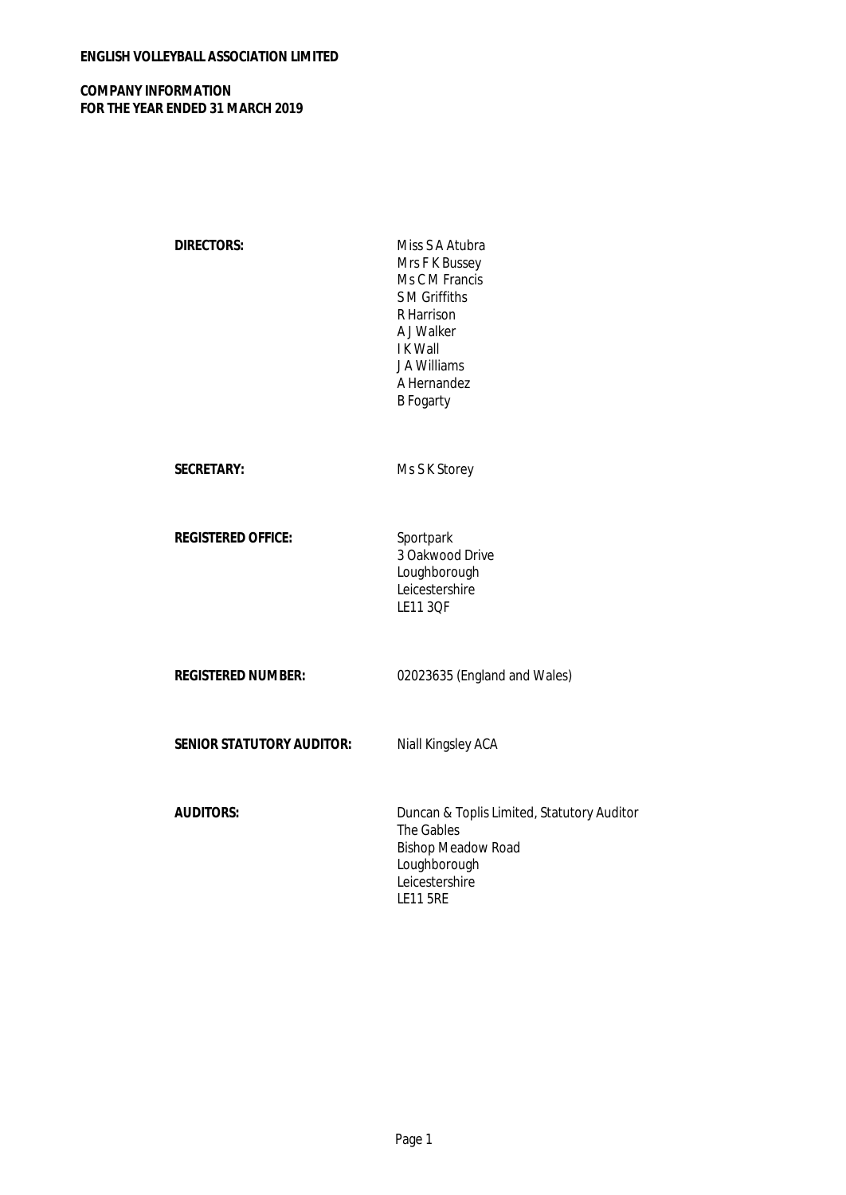**ENGLISH VOLLEYBALL ASSOCIATION LIMITED**

**COMPANY INFORMATION**
**FOR THE YEAR ENDED 31 MARCH 2019**

| | |
|---|---|
| **DIRECTORS:** | Miss S A Atubra<br>Mrs F K Bussey<br>Ms C M Francis<br>S M Griffiths<br>R Harrison<br>A J Walker<br>I K Wall<br>J A Williams<br>A Hernandez<br>B Fogarty |
| **SECRETARY:** | Ms S K Storey |
| **REGISTERED OFFICE:** | Sportpark<br>3 Oakwood Drive<br>Loughborough<br>Leicestershire<br>LE11 3QF |
| **REGISTERED NUMBER:** | 02023635 (England and Wales) |
| **SENIOR STATUTORY AUDITOR:** | Niall Kingsley ACA |
| **AUDITORS:** | Duncan & Toplis Limited, Statutory Auditor<br>The Gables<br>Bishop Meadow Road<br>Loughborough<br>Leicestershire<br>LE11 5RE |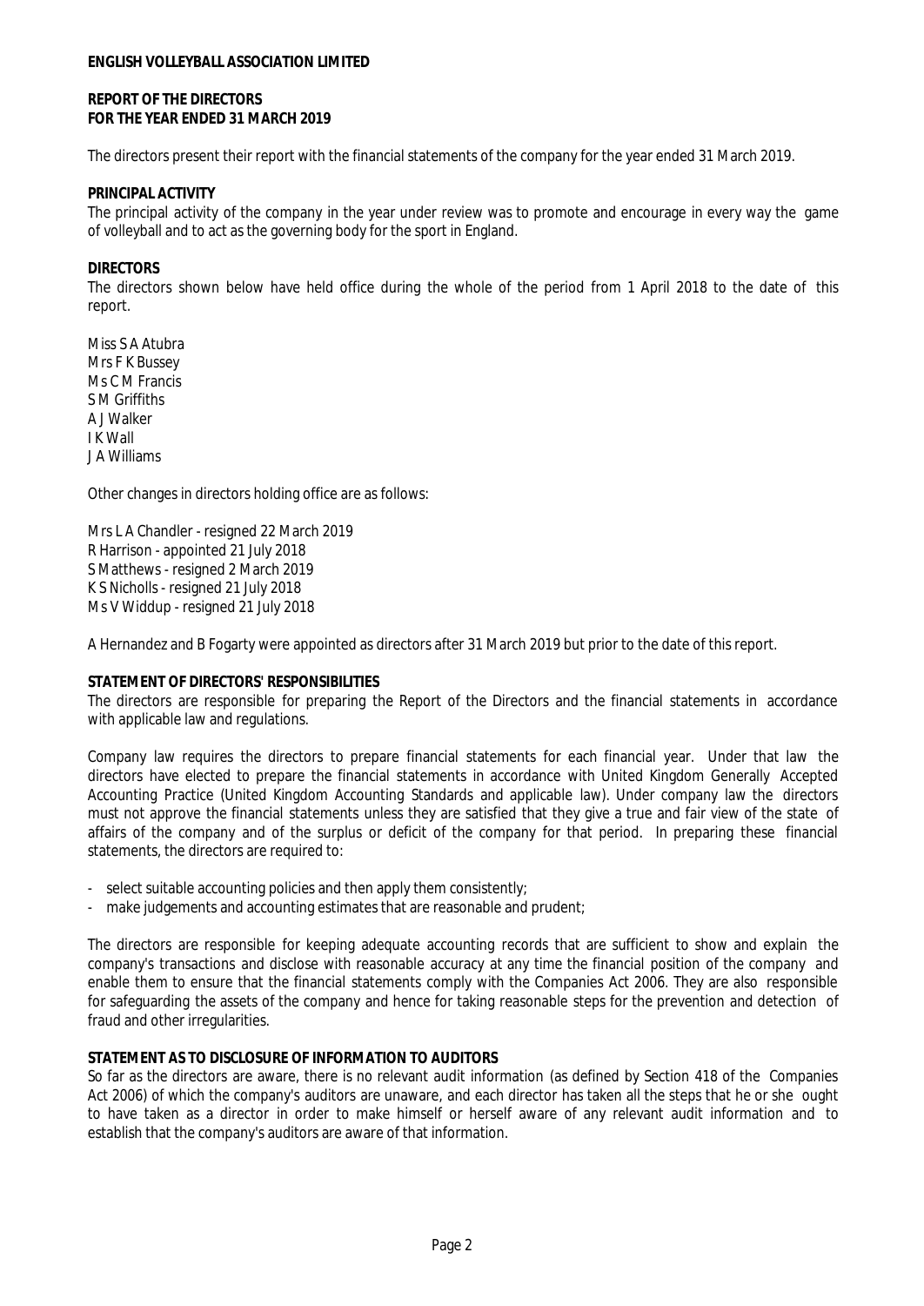**ENGLISH VOLLEYBALL ASSOCIATION LIMITED**

**REPORT OF THE DIRECTORS**
**FOR THE YEAR ENDED 31 MARCH 2019**

The directors present their report with the financial statements of the company for the year ended 31 March 2019.

**PRINCIPAL ACTIVITY**
The principal activity of the company in the year under review was to promote and encourage in every way the game of volleyball and to act as the governing body for the sport in England.

**DIRECTORS**
The directors shown below have held office during the whole of the period from 1 April 2018 to the date of this report.

Miss S A Atubra
Mrs F K Bussey
Ms C M Francis
S M Griffiths
A J Walker
I K Wall
J A Williams

Other changes in directors holding office are as follows:

Mrs L A Chandler - resigned 22 March 2019
R Harrison - appointed 21 July 2018
S Matthews - resigned 2 March 2019
K S Nicholls - resigned 21 July 2018
Ms V Widdup - resigned 21 July 2018

A Hernandez and B Fogarty were appointed as directors after 31 March 2019 but prior to the date of this report.

**STATEMENT OF DIRECTORS' RESPONSIBILITIES**
The directors are responsible for preparing the Report of the Directors and the financial statements in accordance with applicable law and regulations.

Company law requires the directors to prepare financial statements for each financial year. Under that law the directors have elected to prepare the financial statements in accordance with United Kingdom Generally Accepted Accounting Practice (United Kingdom Accounting Standards and applicable law). Under company law the directors must not approve the financial statements unless they are satisfied that they give a true and fair view of the state of affairs of the company and of the surplus or deficit of the company for that period. In preparing these financial statements, the directors are required to:

- select suitable accounting policies and then apply them consistently;
- make judgements and accounting estimates that are reasonable and prudent;

The directors are responsible for keeping adequate accounting records that are sufficient to show and explain the company's transactions and disclose with reasonable accuracy at any time the financial position of the company and enable them to ensure that the financial statements comply with the Companies Act 2006. They are also responsible for safeguarding the assets of the company and hence for taking reasonable steps for the prevention and detection of fraud and other irregularities.

**STATEMENT AS TO DISCLOSURE OF INFORMATION TO AUDITORS**
So far as the directors are aware, there is no relevant audit information (as defined by Section 418 of the Companies Act 2006) of which the company's auditors are unaware, and each director has taken all the steps that he or she ought to have taken as a director in order to make himself or herself aware of any relevant audit information and to establish that the company's auditors are aware of that information.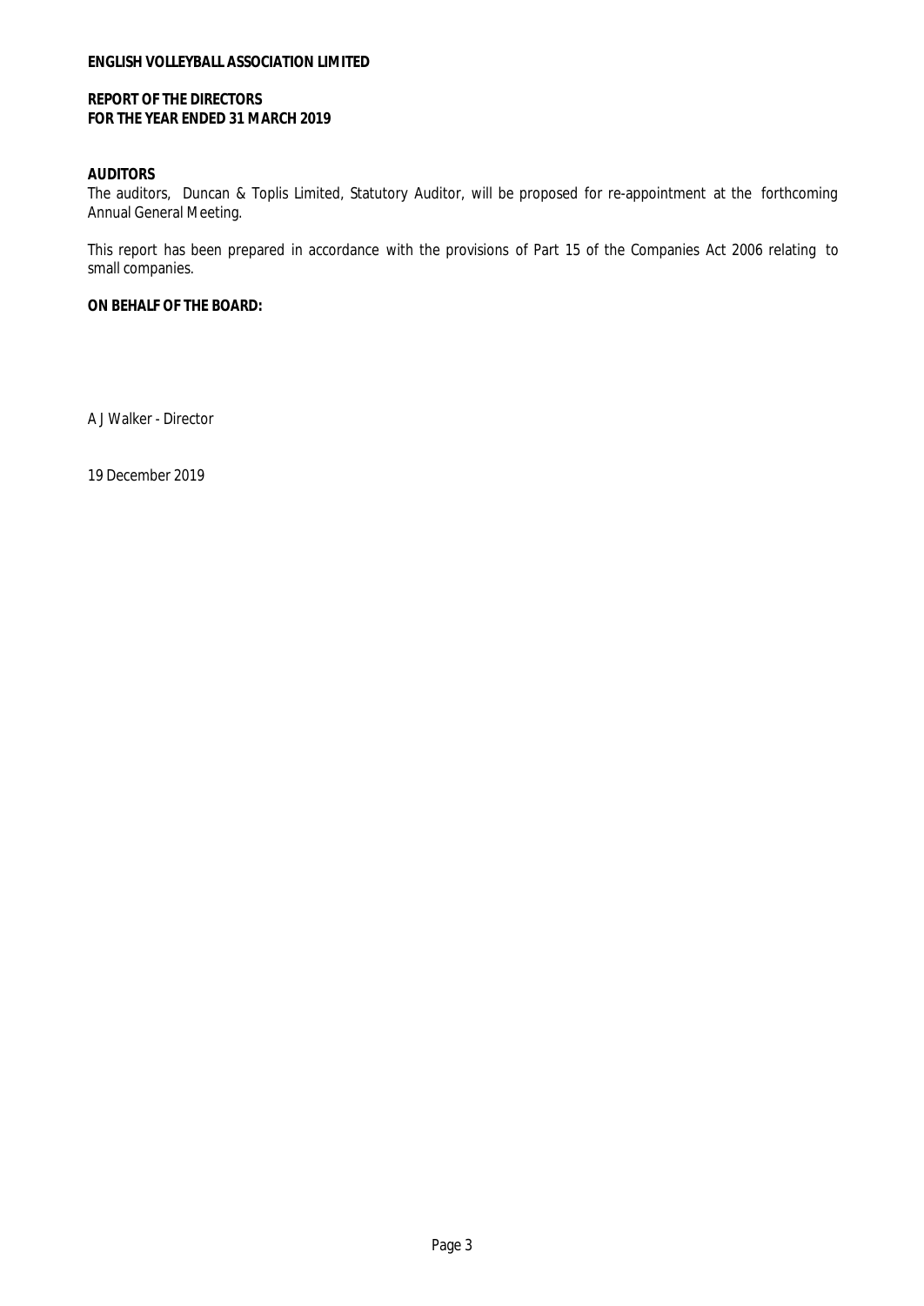**ENGLISH VOLLEYBALL ASSOCIATION LIMITED**

**REPORT OF THE DIRECTORS**
**FOR THE YEAR ENDED 31 MARCH 2019**

**AUDITORS**

The auditors, Duncan & Toplis Limited, Statutory Auditor, will be proposed for re-appointment at the forthcoming Annual General Meeting.

This report has been prepared in accordance with the provisions of Part 15 of the Companies Act 2006 relating to small companies.

**ON BEHALF OF THE BOARD:**

A J Walker - Director

19 December 2019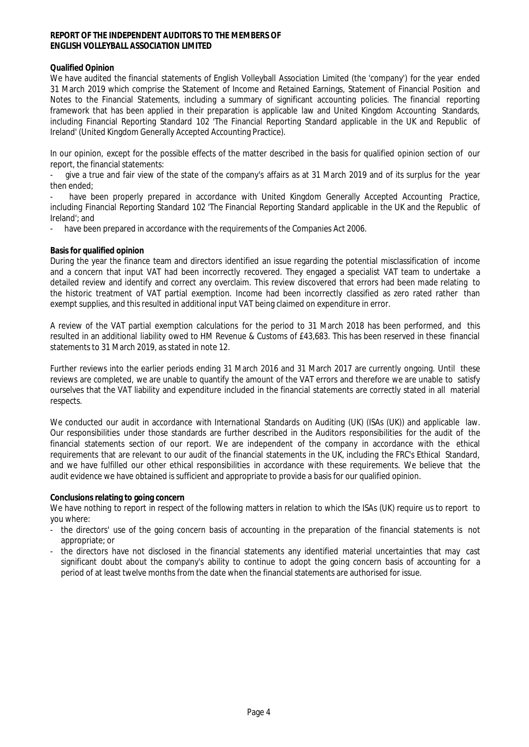**REPORT OF THE INDEPENDENT AUDITORS TO THE MEMBERS OF ENGLISH VOLLEYBALL ASSOCIATION LIMITED**

**Qualified Opinion**

We have audited the financial statements of English Volleyball Association Limited (the 'company') for the year ended 31 March 2019 which comprise the Statement of Income and Retained Earnings, Statement of Financial Position and Notes to the Financial Statements, including a summary of significant accounting policies. The financial reporting framework that has been applied in their preparation is applicable law and United Kingdom Accounting Standards, including Financial Reporting Standard 102 'The Financial Reporting Standard applicable in the UK and Republic of Ireland' (United Kingdom Generally Accepted Accounting Practice).

In our opinion, except for the possible effects of the matter described in the basis for qualified opinion section of our report, the financial statements:

- give a true and fair view of the state of the company's affairs as at 31 March 2019 and of its surplus for the year then ended;
- have been properly prepared in accordance with United Kingdom Generally Accepted Accounting Practice, including Financial Reporting Standard 102 'The Financial Reporting Standard applicable in the UK and the Republic of Ireland'; and
- have been prepared in accordance with the requirements of the Companies Act 2006.

**Basis for qualified opinion**

During the year the finance team and directors identified an issue regarding the potential misclassification of income and a concern that input VAT had been incorrectly recovered. They engaged a specialist VAT team to undertake a detailed review and identify and correct any overclaim. This review discovered that errors had been made relating to the historic treatment of VAT partial exemption. Income had been incorrectly classified as zero rated rather than exempt supplies, and this resulted in additional input VAT being claimed on expenditure in error.

A review of the VAT partial exemption calculations for the period to 31 March 2018 has been performed, and this resulted in an additional liability owed to HM Revenue & Customs of £43,683. This has been reserved in these financial statements to 31 March 2019, as stated in note 12.

Further reviews into the earlier periods ending 31 March 2016 and 31 March 2017 are currently ongoing. Until these reviews are completed, we are unable to quantify the amount of the VAT errors and therefore we are unable to satisfy ourselves that the VAT liability and expenditure included in the financial statements are correctly stated in all material respects.

We conducted our audit in accordance with International Standards on Auditing (UK) (ISAs (UK)) and applicable law. Our responsibilities under those standards are further described in the Auditors responsibilities for the audit of the financial statements section of our report. We are independent of the company in accordance with the ethical requirements that are relevant to our audit of the financial statements in the UK, including the FRC's Ethical Standard, and we have fulfilled our other ethical responsibilities in accordance with these requirements. We believe that the audit evidence we have obtained is sufficient and appropriate to provide a basis for our qualified opinion.

**Conclusions relating to going concern**

We have nothing to report in respect of the following matters in relation to which the ISAs (UK) require us to report to you where:

- the directors' use of the going concern basis of accounting in the preparation of the financial statements is not appropriate; or
- the directors have not disclosed in the financial statements any identified material uncertainties that may cast significant doubt about the company's ability to continue to adopt the going concern basis of accounting for a period of at least twelve months from the date when the financial statements are authorised for issue.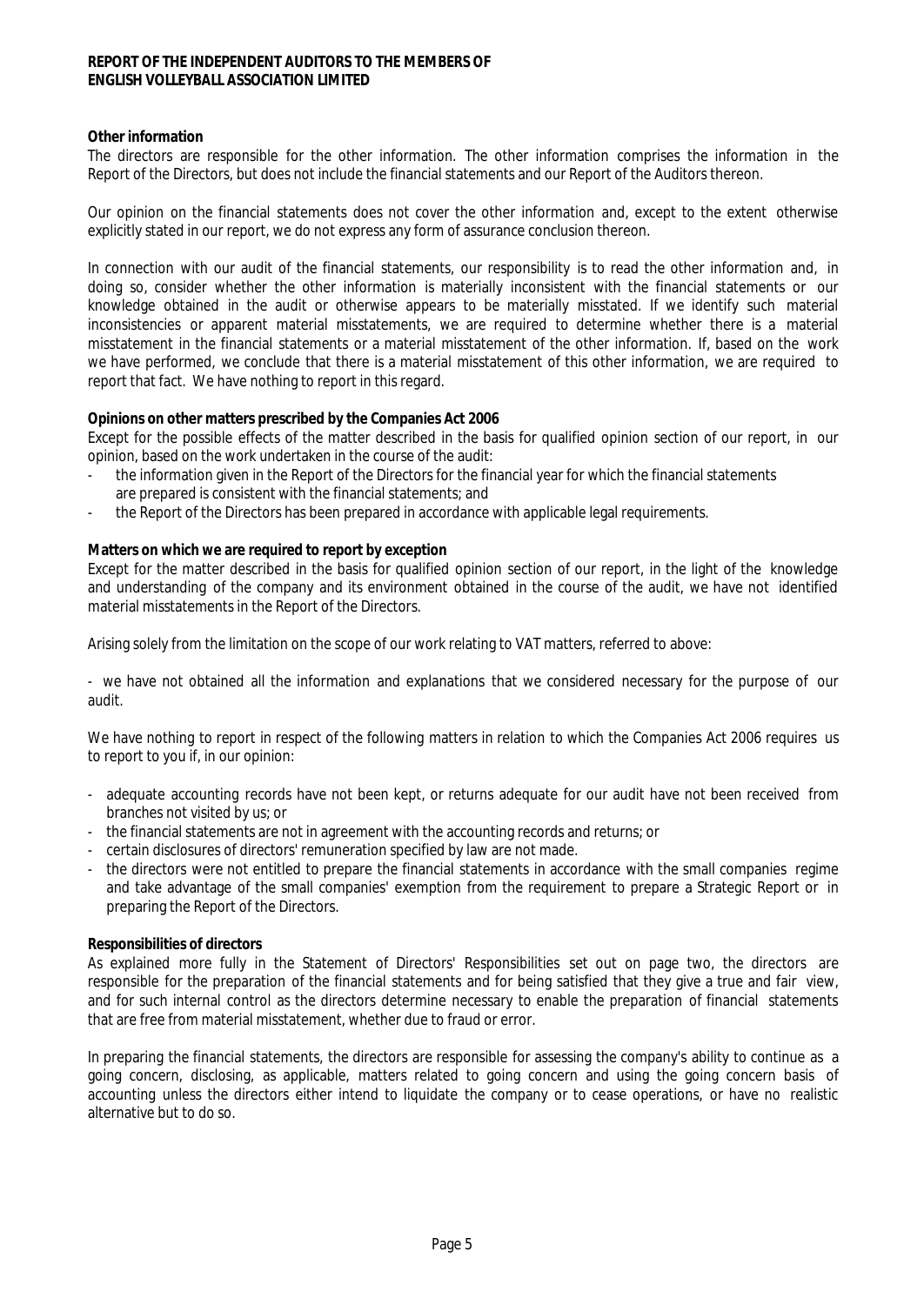**REPORT OF THE INDEPENDENT AUDITORS TO THE MEMBERS OF ENGLISH VOLLEYBALL ASSOCIATION LIMITED**

**Other information**

The directors are responsible for the other information. The other information comprises the information in the Report of the Directors, but does not include the financial statements and our Report of the Auditors thereon.

Our opinion on the financial statements does not cover the other information and, except to the extent otherwise explicitly stated in our report, we do not express any form of assurance conclusion thereon.

In connection with our audit of the financial statements, our responsibility is to read the other information and, in doing so, consider whether the other information is materially inconsistent with the financial statements or our knowledge obtained in the audit or otherwise appears to be materially misstated. If we identify such material inconsistencies or apparent material misstatements, we are required to determine whether there is a material misstatement in the financial statements or a material misstatement of the other information. If, based on the work we have performed, we conclude that there is a material misstatement of this other information, we are required to report that fact. We have nothing to report in this regard.

**Opinions on other matters prescribed by the Companies Act 2006**

Except for the possible effects of the matter described in the basis for qualified opinion section of our report, in our opinion, based on the work undertaken in the course of the audit:

- the information given in the Report of the Directors for the financial year for which the financial statements are prepared is consistent with the financial statements; and
- the Report of the Directors has been prepared in accordance with applicable legal requirements.

**Matters on which we are required to report by exception**

Except for the matter described in the basis for qualified opinion section of our report, in the light of the knowledge and understanding of the company and its environment obtained in the course of the audit, we have not identified material misstatements in the Report of the Directors.

Arising solely from the limitation on the scope of our work relating to VAT matters, referred to above:

- we have not obtained all the information and explanations that we considered necessary for the purpose of our audit.

We have nothing to report in respect of the following matters in relation to which the Companies Act 2006 requires us to report to you if, in our opinion:

- adequate accounting records have not been kept, or returns adequate for our audit have not been received from branches not visited by us; or
- the financial statements are not in agreement with the accounting records and returns; or
- certain disclosures of directors' remuneration specified by law are not made.
- the directors were not entitled to prepare the financial statements in accordance with the small companies regime and take advantage of the small companies' exemption from the requirement to prepare a Strategic Report or in preparing the Report of the Directors.

**Responsibilities of directors**

As explained more fully in the Statement of Directors' Responsibilities set out on page two, the directors are responsible for the preparation of the financial statements and for being satisfied that they give a true and fair view, and for such internal control as the directors determine necessary to enable the preparation of financial statements that are free from material misstatement, whether due to fraud or error.

In preparing the financial statements, the directors are responsible for assessing the company's ability to continue as a going concern, disclosing, as applicable, matters related to going concern and using the going concern basis of accounting unless the directors either intend to liquidate the company or to cease operations, or have no realistic alternative but to do so.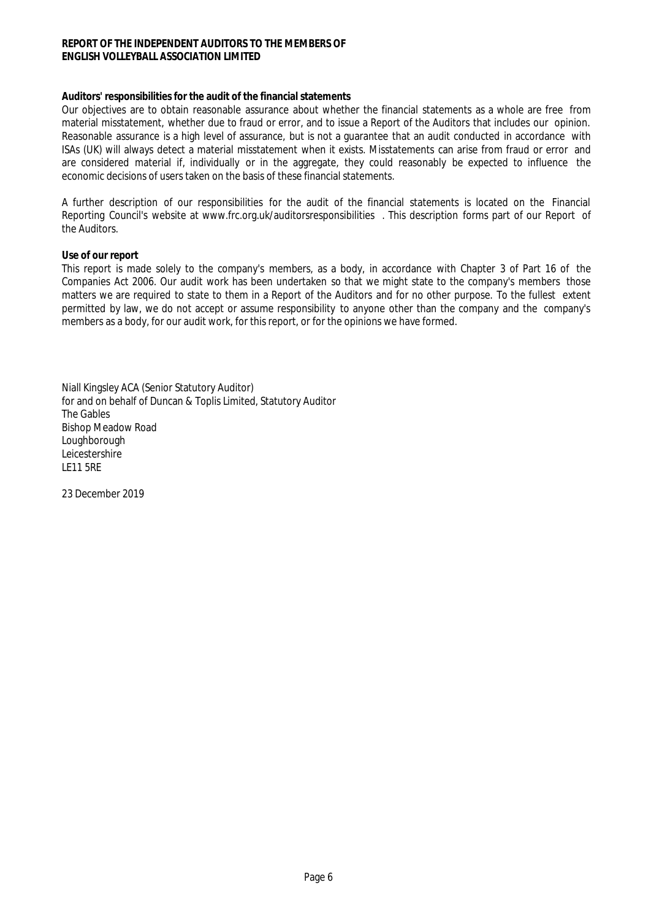**REPORT OF THE INDEPENDENT AUDITORS TO THE MEMBERS OF ENGLISH VOLLEYBALL ASSOCIATION LIMITED**

**Auditors' responsibilities for the audit of the financial statements**

Our objectives are to obtain reasonable assurance about whether the financial statements as a whole are free from material misstatement, whether due to fraud or error, and to issue a Report of the Auditors that includes our opinion. Reasonable assurance is a high level of assurance, but is not a guarantee that an audit conducted in accordance with ISAs (UK) will always detect a material misstatement when it exists. Misstatements can arise from fraud or error and are considered material if, individually or in the aggregate, they could reasonably be expected to influence the economic decisions of users taken on the basis of these financial statements.

A further description of our responsibilities for the audit of the financial statements is located on the Financial Reporting Council's website at www.frc.org.uk/auditorsresponsibilities . This description forms part of our Report of the Auditors.

**Use of our report**

This report is made solely to the company's members, as a body, in accordance with Chapter 3 of Part 16 of the Companies Act 2006. Our audit work has been undertaken so that we might state to the company's members those matters we are required to state to them in a Report of the Auditors and for no other purpose. To the fullest extent permitted by law, we do not accept or assume responsibility to anyone other than the company and the company's members as a body, for our audit work, for this report, or for the opinions we have formed.

Niall Kingsley ACA (Senior Statutory Auditor)
for and on behalf of Duncan & Toplis Limited, Statutory Auditor
The Gables
Bishop Meadow Road
Loughborough
Leicestershire
LE11 5RE

23 December 2019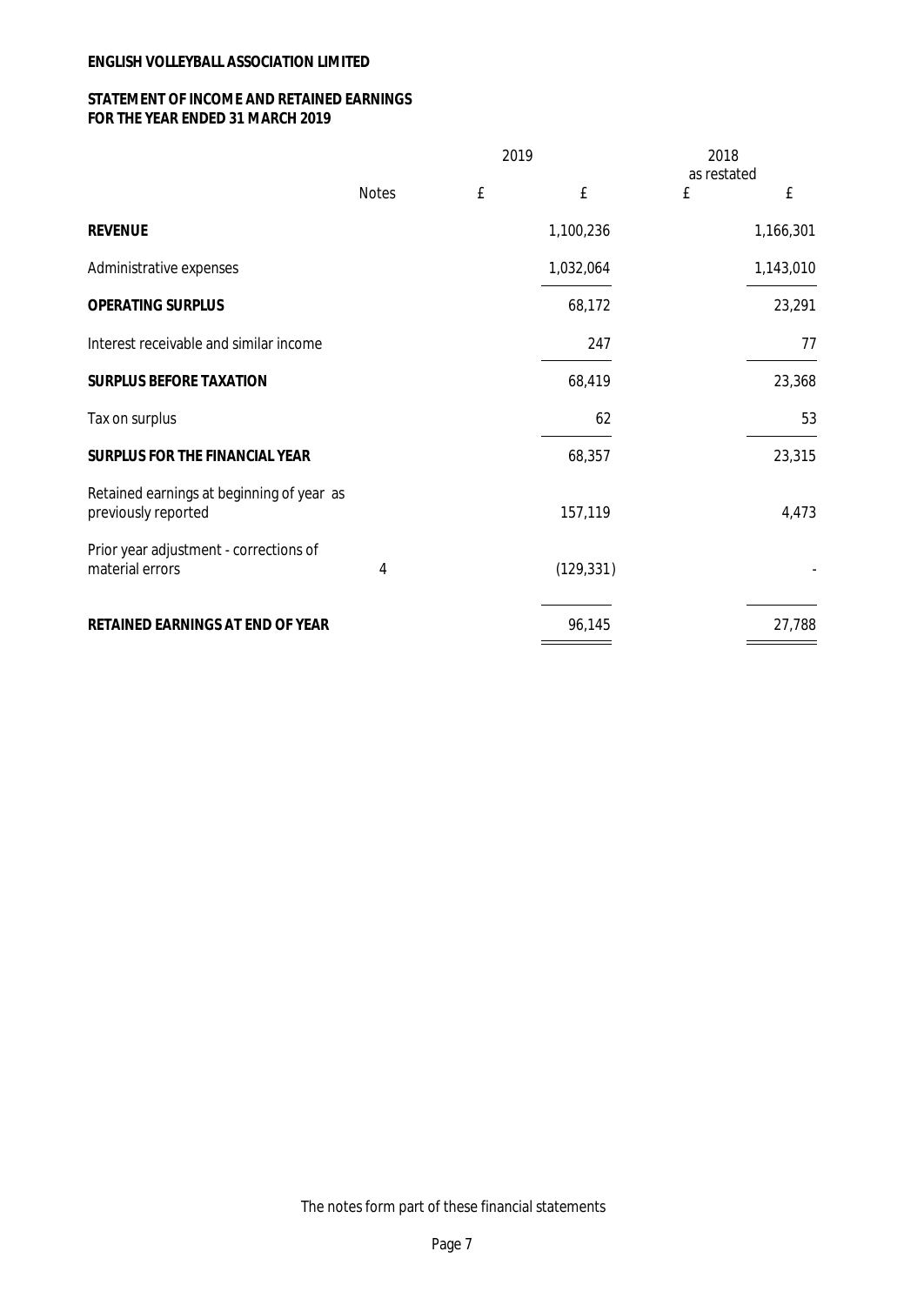**ENGLISH VOLLEYBALL ASSOCIATION LIMITED**

**STATEMENT OF INCOME AND RETAINED EARNINGS**
**FOR THE YEAR ENDED 31 MARCH 2019**

| | | 2019 | | 2018 as restated | |
|---|---|---|---|---|---|
| | Notes | £ | £ | £ | £ |
| **REVENUE** | | | 1,100,236 | | 1,166,301 |
| Administrative expenses | | | 1,032,064 | | 1,143,010 |
| **OPERATING SURPLUS** | | | 68,172 | | 23,291 |
| Interest receivable and similar income | | | 247 | | 77 |
| **SURPLUS BEFORE TAXATION** | | | 68,419 | | 23,368 |
| Tax on surplus | | | 62 | | 53 |
| **SURPLUS FOR THE FINANCIAL YEAR** | | | 68,357 | | 23,315 |
| Retained earnings at beginning of year as previously reported | | | 157,119 | | 4,473 |
| Prior year adjustment - corrections of material errors | 4 | | (129,331) | | - |
| **RETAINED EARNINGS AT END OF YEAR** | | | 96,145 | | 27,788 |

The notes form part of these financial statements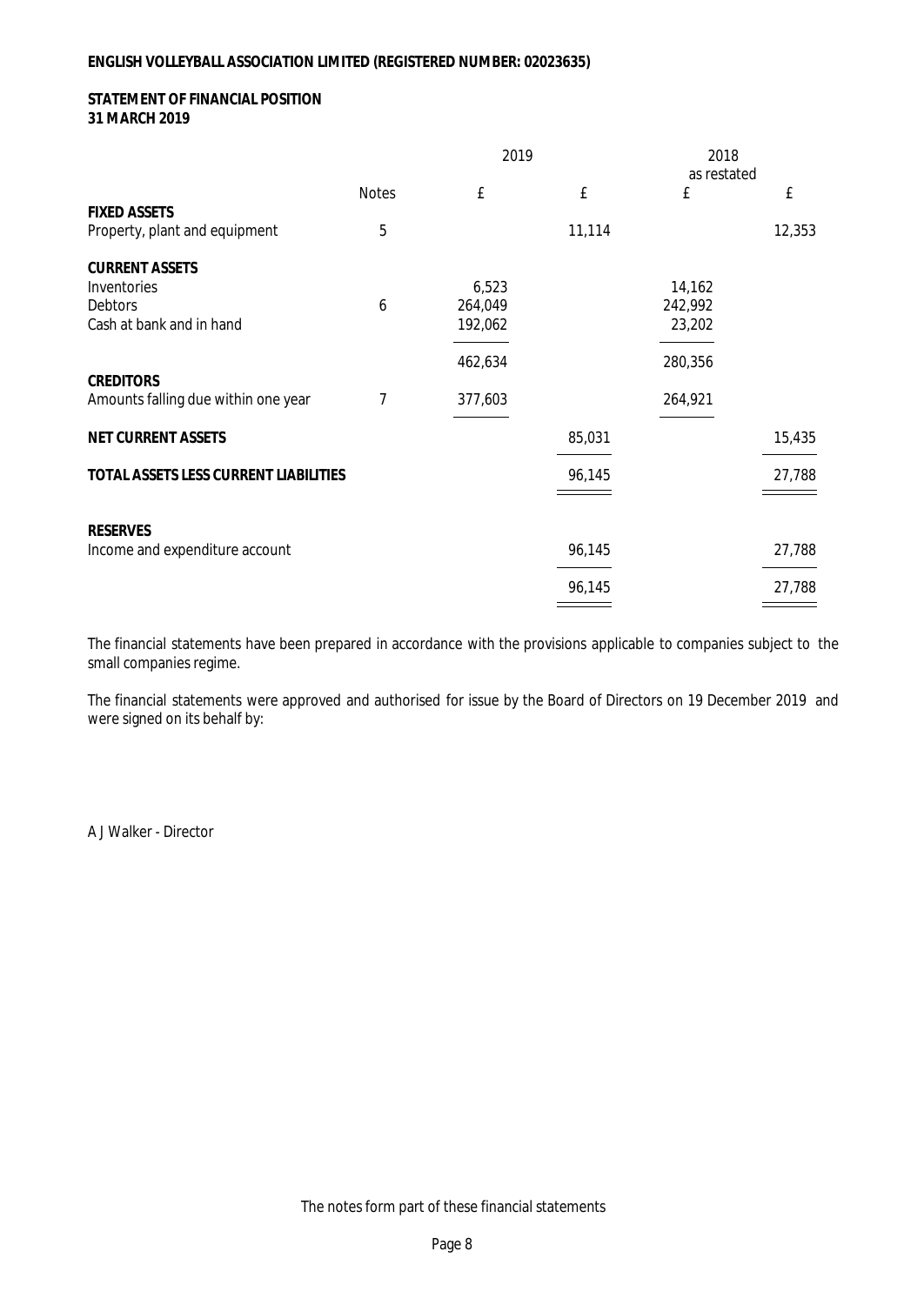**ENGLISH VOLLEYBALL ASSOCIATION LIMITED (REGISTERED NUMBER: 02023635)**

**STATEMENT OF FINANCIAL POSITION**
**31 MARCH 2019**

| | Notes | 2019 £ | 2019 £ | 2018 as restated £ | 2018 as restated £ |
|---|---|---|---|---|---|
| **FIXED ASSETS** | | | | | |
| Property, plant and equipment | 5 | | 11,114 | | 12,353 |
| **CURRENT ASSETS** | | | | | |
| Inventories | | 6,523 | | 14,162 | |
| Debtors | 6 | 264,049 | | 242,992 | |
| Cash at bank and in hand | | 192,062 | | 23,202 | |
| | | 462,634 | | 280,356 | |
| **CREDITORS** | | | | | |
| Amounts falling due within one year | 7 | 377,603 | | 264,921 | |
| **NET CURRENT ASSETS** | | | 85,031 | | 15,435 |
| **TOTAL ASSETS LESS CURRENT LIABILITIES** | | | 96,145 | | 27,788 |
| **RESERVES** | | | | | |
| Income and expenditure account | | | 96,145 | | 27,788 |
| | | | 96,145 | | 27,788 |

The financial statements have been prepared in accordance with the provisions applicable to companies subject to the small companies regime.

The financial statements were approved and authorised for issue by the Board of Directors on 19 December 2019 and were signed on its behalf by:

A J Walker - Director

The notes form part of these financial statements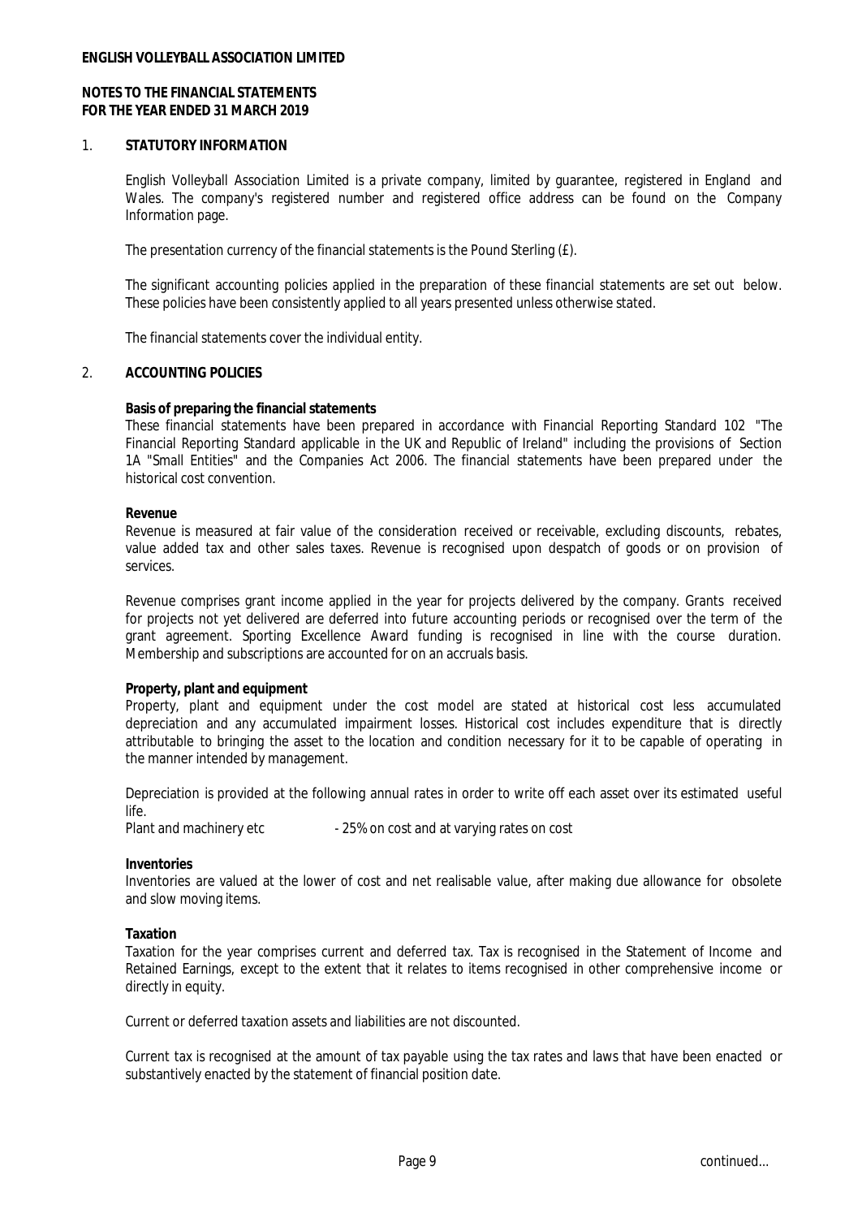**ENGLISH VOLLEYBALL ASSOCIATION LIMITED**

**NOTES TO THE FINANCIAL STATEMENTS**
**FOR THE YEAR ENDED 31 MARCH 2019**

## 1. STATUTORY INFORMATION

English Volleyball Association Limited is a private company, limited by guarantee, registered in England and Wales. The company's registered number and registered office address can be found on the Company Information page.

The presentation currency of the financial statements is the Pound Sterling (£).

The significant accounting policies applied in the preparation of these financial statements are set out below. These policies have been consistently applied to all years presented unless otherwise stated.

The financial statements cover the individual entity.

## 2. ACCOUNTING POLICIES

**Basis of preparing the financial statements**
These financial statements have been prepared in accordance with Financial Reporting Standard 102 "The Financial Reporting Standard applicable in the UK and Republic of Ireland" including the provisions of Section 1A "Small Entities" and the Companies Act 2006. The financial statements have been prepared under the historical cost convention.

**Revenue**
Revenue is measured at fair value of the consideration received or receivable, excluding discounts, rebates, value added tax and other sales taxes. Revenue is recognised upon despatch of goods or on provision of services.

Revenue comprises grant income applied in the year for projects delivered by the company. Grants received for projects not yet delivered are deferred into future accounting periods or recognised over the term of the grant agreement. Sporting Excellence Award funding is recognised in line with the course duration. Membership and subscriptions are accounted for on an accruals basis.

**Property, plant and equipment**
Property, plant and equipment under the cost model are stated at historical cost less accumulated depreciation and any accumulated impairment losses. Historical cost includes expenditure that is directly attributable to bringing the asset to the location and condition necessary for it to be capable of operating in the manner intended by management.

Depreciation is provided at the following annual rates in order to write off each asset over its estimated useful life.

Plant and machinery etc - 25% on cost and at varying rates on cost

**Inventories**
Inventories are valued at the lower of cost and net realisable value, after making due allowance for obsolete and slow moving items.

**Taxation**
Taxation for the year comprises current and deferred tax. Tax is recognised in the Statement of Income and Retained Earnings, except to the extent that it relates to items recognised in other comprehensive income or directly in equity.

Current or deferred taxation assets and liabilities are not discounted.

Current tax is recognised at the amount of tax payable using the tax rates and laws that have been enacted or substantively enacted by the statement of financial position date.

continued...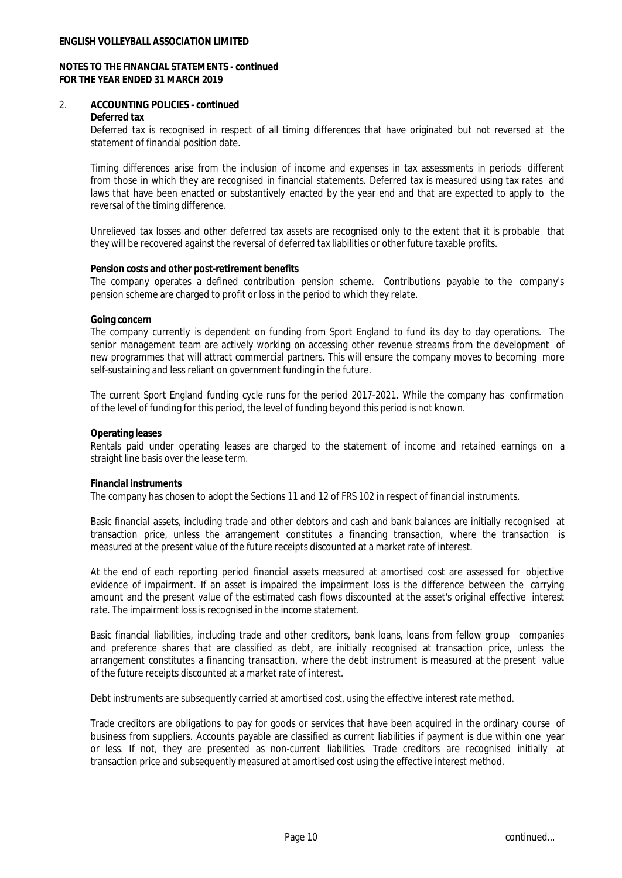## 2. ACCOUNTING POLICIES - continued

**Deferred tax**

Deferred tax is recognised in respect of all timing differences that have originated but not reversed at the statement of financial position date.

Timing differences arise from the inclusion of income and expenses in tax assessments in periods different from those in which they are recognised in financial statements. Deferred tax is measured using tax rates and laws that have been enacted or substantively enacted by the year end and that are expected to apply to the reversal of the timing difference.

Unrelieved tax losses and other deferred tax assets are recognised only to the extent that it is probable that they will be recovered against the reversal of deferred tax liabilities or other future taxable profits.

**Pension costs and other post-retirement benefits**

The company operates a defined contribution pension scheme. Contributions payable to the company's pension scheme are charged to profit or loss in the period to which they relate.

**Going concern**

The company currently is dependent on funding from Sport England to fund its day to day operations. The senior management team are actively working on accessing other revenue streams from the development of new programmes that will attract commercial partners. This will ensure the company moves to becoming more self-sustaining and less reliant on government funding in the future.

The current Sport England funding cycle runs for the period 2017-2021. While the company has confirmation of the level of funding for this period, the level of funding beyond this period is not known.

**Operating leases**

Rentals paid under operating leases are charged to the statement of income and retained earnings on a straight line basis over the lease term.

**Financial instruments**

The company has chosen to adopt the Sections 11 and 12 of FRS 102 in respect of financial instruments.

Basic financial assets, including trade and other debtors and cash and bank balances are initially recognised at transaction price, unless the arrangement constitutes a financing transaction, where the transaction is measured at the present value of the future receipts discounted at a market rate of interest.

At the end of each reporting period financial assets measured at amortised cost are assessed for objective evidence of impairment. If an asset is impaired the impairment loss is the difference between the carrying amount and the present value of the estimated cash flows discounted at the asset's original effective interest rate. The impairment loss is recognised in the income statement.

Basic financial liabilities, including trade and other creditors, bank loans, loans from fellow group companies and preference shares that are classified as debt, are initially recognised at transaction price, unless the arrangement constitutes a financing transaction, where the debt instrument is measured at the present value of the future receipts discounted at a market rate of interest.

Debt instruments are subsequently carried at amortised cost, using the effective interest rate method.

Trade creditors are obligations to pay for goods or services that have been acquired in the ordinary course of business from suppliers. Accounts payable are classified as current liabilities if payment is due within one year or less. If not, they are presented as non-current liabilities. Trade creditors are recognised initially at transaction price and subsequently measured at amortised cost using the effective interest method.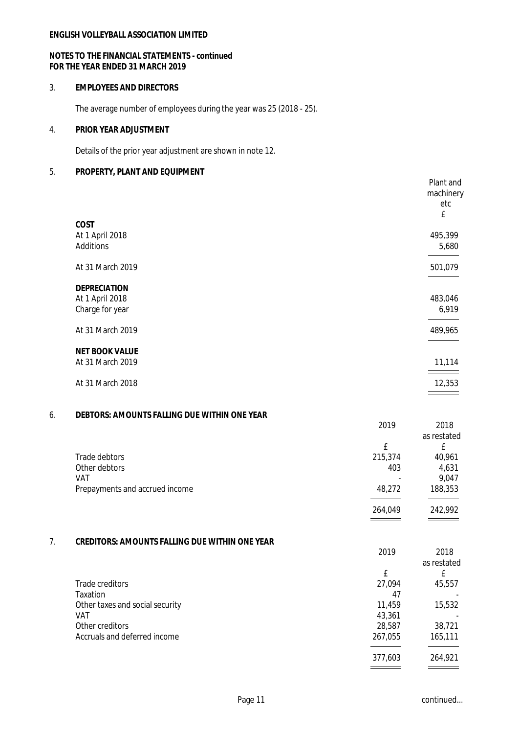**ENGLISH VOLLEYBALL ASSOCIATION LIMITED**

**NOTES TO THE FINANCIAL STATEMENTS - continued**
**FOR THE YEAR ENDED 31 MARCH 2019**

## 3. EMPLOYEES AND DIRECTORS

The average number of employees during the year was 25 (2018 - 25).

## 4. PRIOR YEAR ADJUSTMENT

Details of the prior year adjustment are shown in note 12.

## 5. PROPERTY, PLANT AND EQUIPMENT

| | Plant and machinery etc |
|---|---|
| | £ |
| **COST** | |
| At 1 April 2018 | 495,399 |
| Additions | 5,680 |
| At 31 March 2019 | 501,079 |
| **DEPRECIATION** | |
| At 1 April 2018 | 483,046 |
| Charge for year | 6,919 |
| At 31 March 2019 | 489,965 |
| **NET BOOK VALUE** | |
| At 31 March 2019 | 11,114 |
| At 31 March 2018 | 12,353 |

## 6. DEBTORS: AMOUNTS FALLING DUE WITHIN ONE YEAR

| | 2019 | 2018 as restated |
|---|---|---|
| | £ | £ |
| Trade debtors | 215,374 | 40,961 |
| Other debtors | 403 | 4,631 |
| VAT | - | 9,047 |
| Prepayments and accrued income | 48,272 | 188,353 |
| | 264,049 | 242,992 |

## 7. CREDITORS: AMOUNTS FALLING DUE WITHIN ONE YEAR

| | 2019 | 2018 as restated |
|---|---|---|
| | £ | £ |
| Trade creditors | 27,094 | 45,557 |
| Taxation | 47 | - |
| Other taxes and social security | 11,459 | 15,532 |
| VAT | 43,361 | - |
| Other creditors | 28,587 | 38,721 |
| Accruals and deferred income | 267,055 | 165,111 |
| | 377,603 | 264,921 |

continued...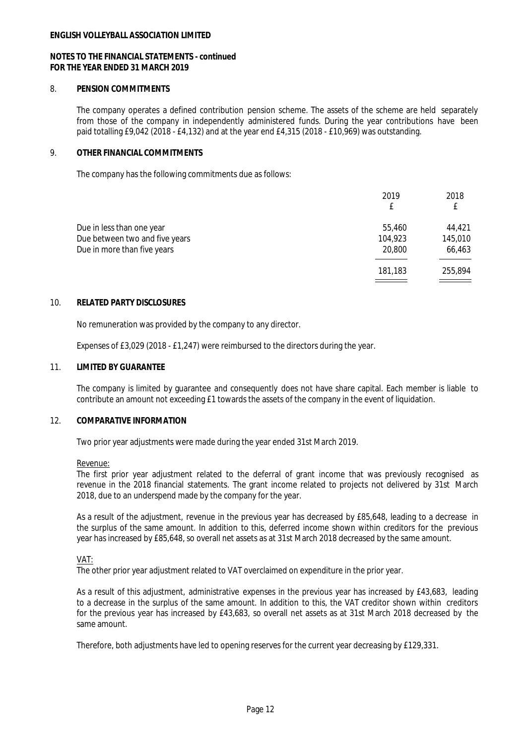**ENGLISH VOLLEYBALL ASSOCIATION LIMITED**

**NOTES TO THE FINANCIAL STATEMENTS - continued**
**FOR THE YEAR ENDED 31 MARCH 2019**

## 8. PENSION COMMITMENTS

The company operates a defined contribution pension scheme. The assets of the scheme are held separately from those of the company in independently administered funds. During the year contributions have been paid totalling £9,042 (2018 - £4,132) and at the year end £4,315 (2018 - £10,969) was outstanding.

## 9. OTHER FINANCIAL COMMITMENTS

The company has the following commitments due as follows:

| | 2019 £ | 2018 £ |
|---|---|---|
| Due in less than one year | 55,460 | 44,421 |
| Due between two and five years | 104,923 | 145,010 |
| Due in more than five years | 20,800 | 66,463 |
| | 181,183 | 255,894 |

## 10. RELATED PARTY DISCLOSURES

No remuneration was provided by the company to any director.

Expenses of £3,029 (2018 - £1,247) were reimbursed to the directors during the year.

## 11. LIMITED BY GUARANTEE

The company is limited by guarantee and consequently does not have share capital. Each member is liable to contribute an amount not exceeding £1 towards the assets of the company in the event of liquidation.

## 12. COMPARATIVE INFORMATION

Two prior year adjustments were made during the year ended 31st March 2019.

Revenue:

The first prior year adjustment related to the deferral of grant income that was previously recognised as revenue in the 2018 financial statements. The grant income related to projects not delivered by 31st March 2018, due to an underspend made by the company for the year.

As a result of the adjustment, revenue in the previous year has decreased by £85,648, leading to a decrease in the surplus of the same amount. In addition to this, deferred income shown within creditors for the previous year has increased by £85,648, so overall net assets as at 31st March 2018 decreased by the same amount.

VAT:

The other prior year adjustment related to VAT overclaimed on expenditure in the prior year.

As a result of this adjustment, administrative expenses in the previous year has increased by £43,683, leading to a decrease in the surplus of the same amount. In addition to this, the VAT creditor shown within creditors for the previous year has increased by £43,683, so overall net assets as at 31st March 2018 decreased by the same amount.

Therefore, both adjustments have led to opening reserves for the current year decreasing by £129,331.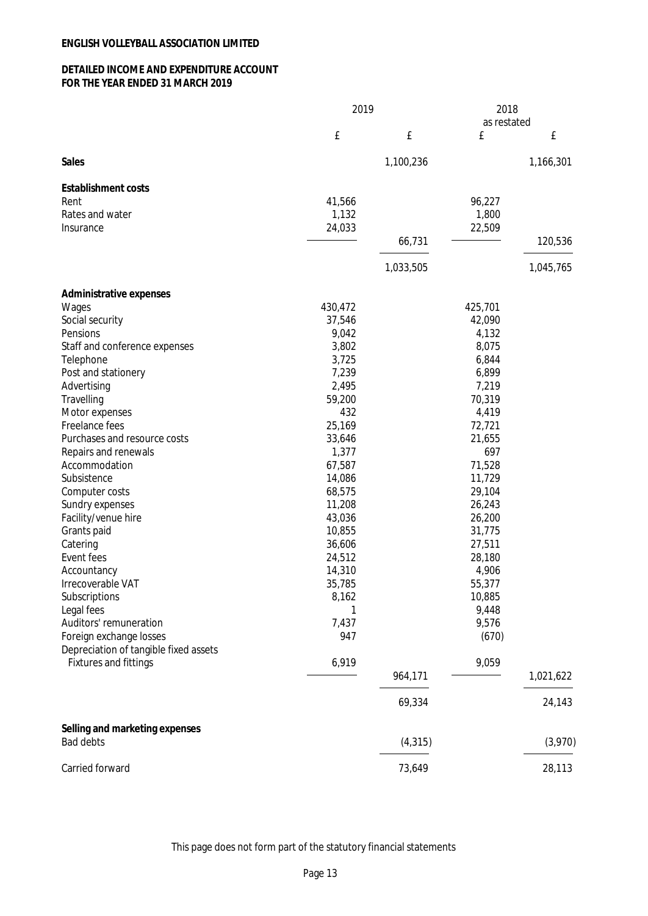**ENGLISH VOLLEYBALL ASSOCIATION LIMITED**

**DETAILED INCOME AND EXPENDITURE ACCOUNT**
**FOR THE YEAR ENDED 31 MARCH 2019**

| | 2019 | | 2018 as restated | |
|---|---|---|---|---|
| | £ | £ | £ | £ |
| **Sales** | | 1,100,236 | | 1,166,301 |
| **Establishment costs** | | | | |
| Rent | 41,566 | | 96,227 | |
| Rates and water | 1,132 | | 1,800 | |
| Insurance | 24,033 | | 22,509 | |
| | | 66,731 | | 120,536 |
| | | 1,033,505 | | 1,045,765 |
| **Administrative expenses** | | | | |
| Wages | 430,472 | | 425,701 | |
| Social security | 37,546 | | 42,090 | |
| Pensions | 9,042 | | 4,132 | |
| Staff and conference expenses | 3,802 | | 8,075 | |
| Telephone | 3,725 | | 6,844 | |
| Post and stationery | 7,239 | | 6,899 | |
| Advertising | 2,495 | | 7,219 | |
| Travelling | 59,200 | | 70,319 | |
| Motor expenses | 432 | | 4,419 | |
| Freelance fees | 25,169 | | 72,721 | |
| Purchases and resource costs | 33,646 | | 21,655 | |
| Repairs and renewals | 1,377 | | 697 | |
| Accommodation | 67,587 | | 71,528 | |
| Subsistence | 14,086 | | 11,729 | |
| Computer costs | 68,575 | | 29,104 | |
| Sundry expenses | 11,208 | | 26,243 | |
| Facility/venue hire | 43,036 | | 26,200 | |
| Grants paid | 10,855 | | 31,775 | |
| Catering | 36,606 | | 27,511 | |
| Event fees | 24,512 | | 28,180 | |
| Accountancy | 14,310 | | 4,906 | |
| Irrecoverable VAT | 35,785 | | 55,377 | |
| Subscriptions | 8,162 | | 10,885 | |
| Legal fees | 1 | | 9,448 | |
| Auditors' remuneration | 7,437 | | 9,576 | |
| Foreign exchange losses | 947 | | (670) | |
| Depreciation of tangible fixed assets | | | | |
| Fixtures and fittings | 6,919 | | 9,059 | |
| | | 964,171 | | 1,021,622 |
| | | 69,334 | | 24,143 |
| **Selling and marketing expenses** | | | | |
| Bad debts | | (4,315) | | (3,970) |
| Carried forward | | 73,649 | | 28,113 |

This page does not form part of the statutory financial statements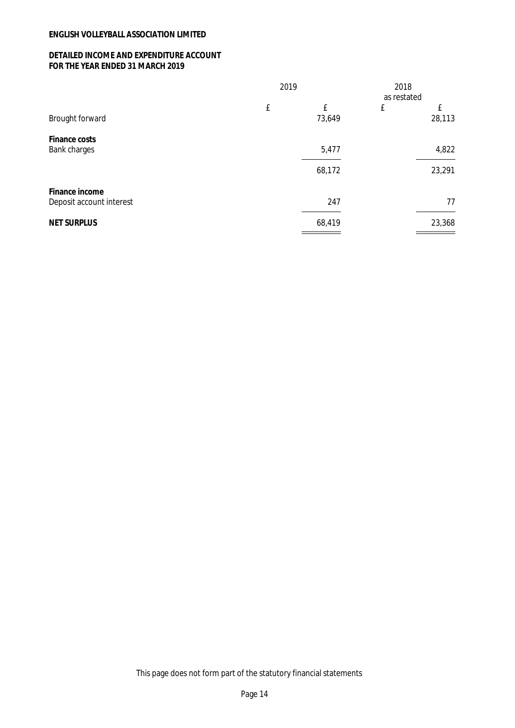**ENGLISH VOLLEYBALL ASSOCIATION LIMITED**

**DETAILED INCOME AND EXPENDITURE ACCOUNT**
**FOR THE YEAR ENDED 31 MARCH 2019**

| | 2019 | | 2018 as restated | |
|---|---|---|---|---|
| | £ | £ | £ | £ |
| Brought forward | | 73,649 | | 28,113 |
| **Finance costs** | | | | |
| Bank charges | | 5,477 | | 4,822 |
| | | 68,172 | | 23,291 |
| **Finance income** | | | | |
| Deposit account interest | | 247 | | 77 |
| **NET SURPLUS** | | 68,419 | | 23,368 |

This page does not form part of the statutory financial statements